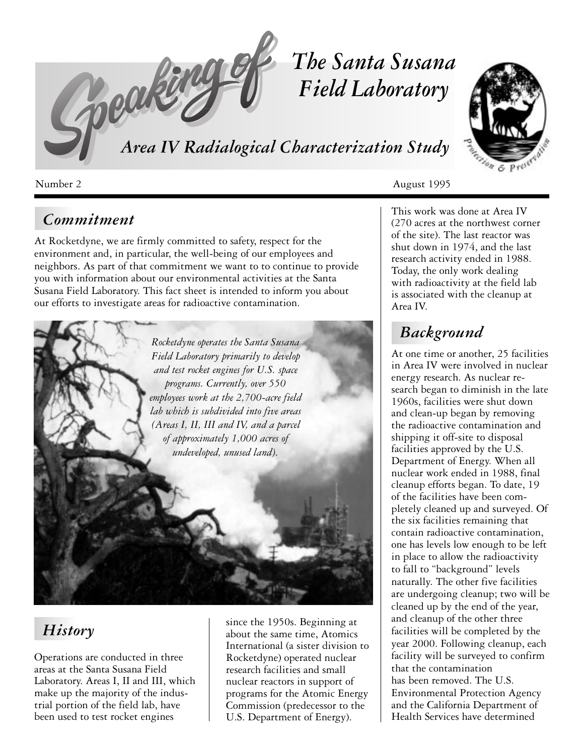# Speaking of The Santa Susana Field Laboratory

## Area IV Radiological Characterization Study

Number 2 August 1995

## Commitment

At Rocketdyne, we are firmly committed to safety, respect for the environment and, in particular, the well-being of our employees and neighbors. As part of that commitment we want to to continue to provide you with information about our environmental activities at the Santa Susana Field Laboratory. This fact sheet is intended to inform you about our efforts to investigate areas for radioactive contamination.

*Rocketdyne operates the Santa Susana Field Laboratory primarily to develop and test rocket engines for U.S. space programs. Currently, over 550 employees work at the 2,700-acre field lab which is subdivided into five areas (Areas I, II, III and IV, and a parcel of approximately 1,000 acres of undeveloped, unused land).*

## History

Operations are conducted in three areas at the Santa Susana Field Laboratory. Areas I, II and III, which make up the majority of the industrial portion of the field lab, have been used to test rocket engines since the 1950s. Beginning at about the same time, Atomics International (a sister division to Rocketdyne) operated nuclear research facilities and small nuclear reactors in support of programs for the Atomic Energy Commission (predecessor to the U.S. Department of Energy).

This work was done at Area IV (270 acres at the northwest corner of the site). The last reactor was shut down in 1974, and the last research activity ended in 1988. Today, the only work dealing with radioactivity at the field lab is associated with the cleanup at Area IV.

## Background

At one time or another, 25 facilities in Area IV were involved in nuclear energy research. As nuclear research began to diminish in the late 1960s, facilities were shut down and clean-up began by removing the radioactive contamination and shipping it off-site to disposal facilities approved by the U.S. Department of Energy. When all nuclear work ended in 1988, final cleanup efforts began. To date, 19 of the facilities have been completely cleaned up and surveyed. Of the six facilities remaining that contain radioactive contamination, one has levels low enough to be left in place to allow the radioactivity to fall to "background" levels naturally. The other five facilities are undergoing cleanup; two will be cleaned up by the end of the year, and cleanup of the other three facilities will be completed by the year 2000. Following cleanup, each facility will be surveyed to confirm that the contamination has been removed. The U.S. Environmental Protection Agency and the California Department of Health Services have determined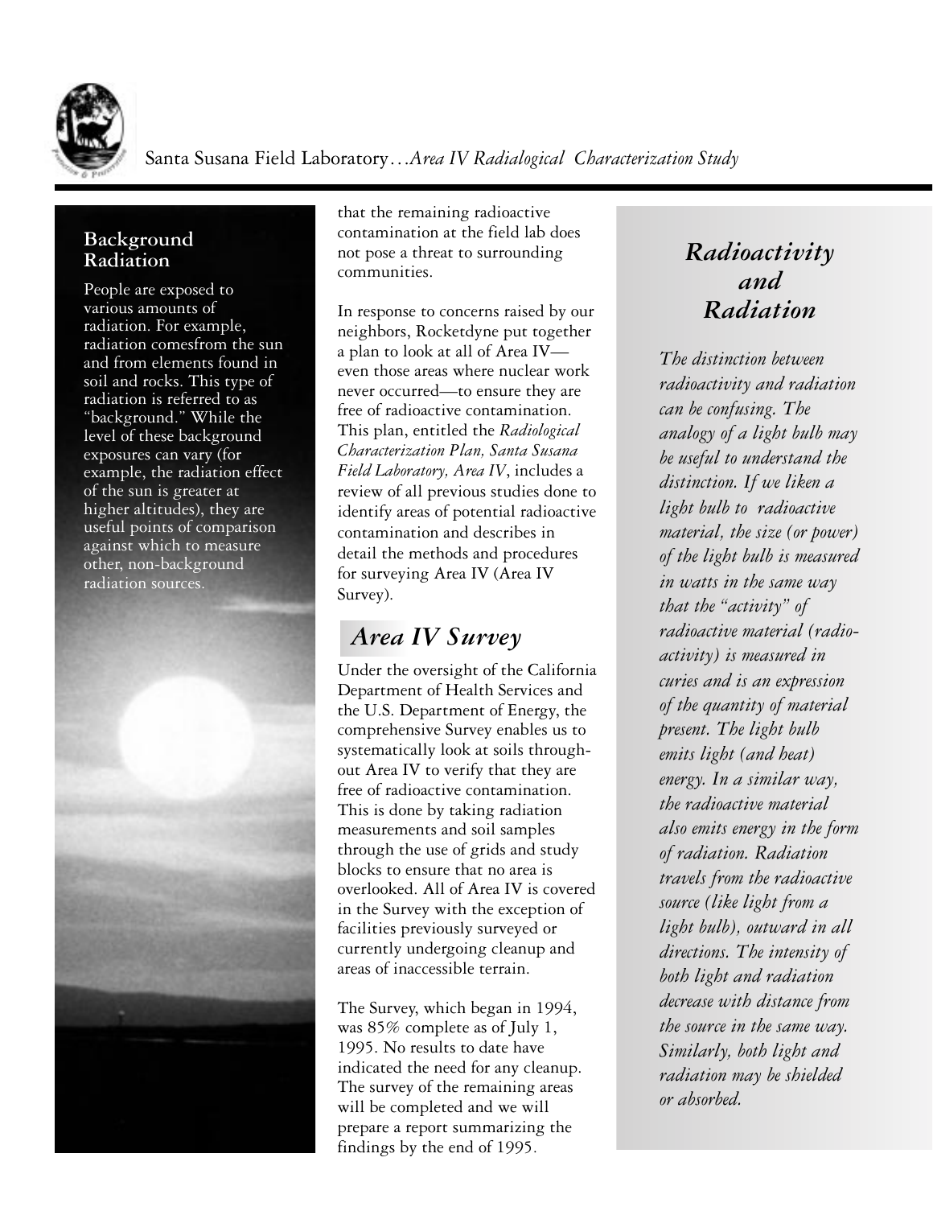## Background Radiation

People are exposed to various amounts of radiation. For example, radiation comesfrom the sun and from elements found in soil and rocks. This type of radiation is referred to as "background." While the level of these background exposures can vary (for example, the radiation effect of the sun is greater at higher altitudes), they are useful points of comparison against which to measure other, non-background radiation sources.

that the remaining radioactive contamination at the field lab does not pose a threat to surrounding communities.

In response to concerns raised by our neighbors, Rocketdyne put together a plan to look at all of Area IV—even those areas where nuclear work never occurred—to ensure they are free of radioactive contamination. This plan, entitled the *Radiological Characterization Plan, Santa Susana Field Laboratory, Area IV*, includes a review of all previous studies done to identify areas of potential radioactive contamination and describes in detail the methods and procedures for surveying Area IV (Area IV Survey).

## *Area IV Survey*

Under the oversight of the California Department of Health Services and the U.S. Department of Energy, the comprehensive Survey enables us to systematically look at soils throughout Area IV to verify that they are free of radioactive contamination. This is done by taking radiation measurements and soil samples through the use of grids and study blocks to ensure that no area is overlooked. All of Area IV is covered in the Survey with the exception of facilities previously surveyed or currently undergoing cleanup and areas of inaccessible terrain.

The Survey, which began in 1994, was 85% complete as of July 1, 1995. No results to date have indicated the need for any cleanup. The survey of the remaining areas will be completed and we will prepare a report summarizing the findings by the end of 1995.

## *Radioactivity and Radiation*

*The distinction between radioactivity and radiation can be confusing. The analogy of a light bulb may be useful to understand the distinction. If we liken a light bulb to radioactive material, the size (or power) of the light bulb is measured in watts in the same way that the "activity" of radioactive material (radio-activity) is measured in curies and is an expression of the quantity of material present. The light bulb emits light (and heat) energy. In a similar way, the radioactive material also emits energy in the form of radiation. Radiation travels from the radioactive source (like light from a light bulb), outward in all directions. The intensity of both light and radiation decrease with distance from the source in the same way. Similarly, both light and radiation may be shielded or absorbed.*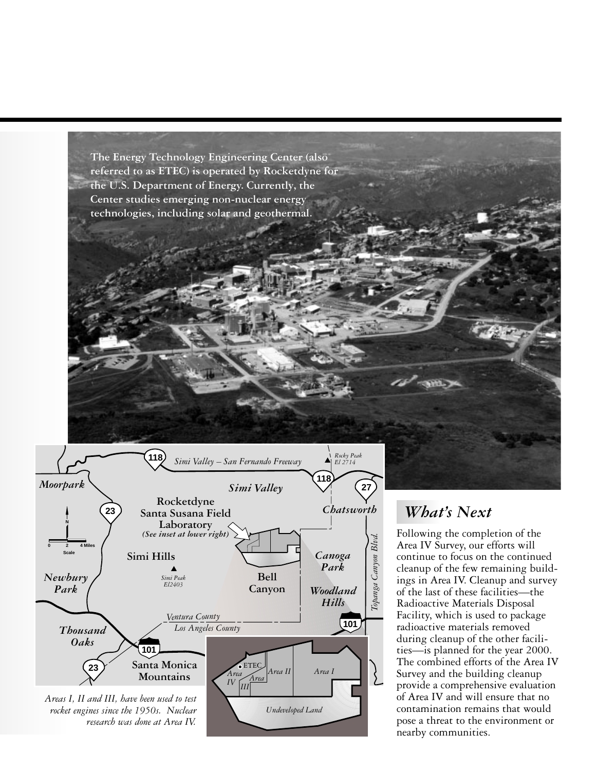The Energy Technology Engineering Center (also referred to as ETEC) is operated by Rocketdyne for the U.S. Department of Energy. Currently, the Center studies emerging non-nuclear energy technologies, including solar and geothermal.

*Areas I, II and III, have been used to test rocket engines since the 1950s. Nuclear research was done at Area IV.*

## *What's Next*

Following the completion of the Area IV Survey, our efforts will continue to focus on the continued cleanup of the few remaining buildings in Area IV. Cleanup and survey of the last of these facilities—the Radioactive Materials Disposal Facility, which is used to package radioactive materials removed during cleanup of the other facilities—is planned for the year 2000. The combined efforts of the Area IV Survey and the building cleanup provide a comprehensive evaluation of Area IV and will ensure that no contamination remains that would pose a threat to the environment or nearby communities.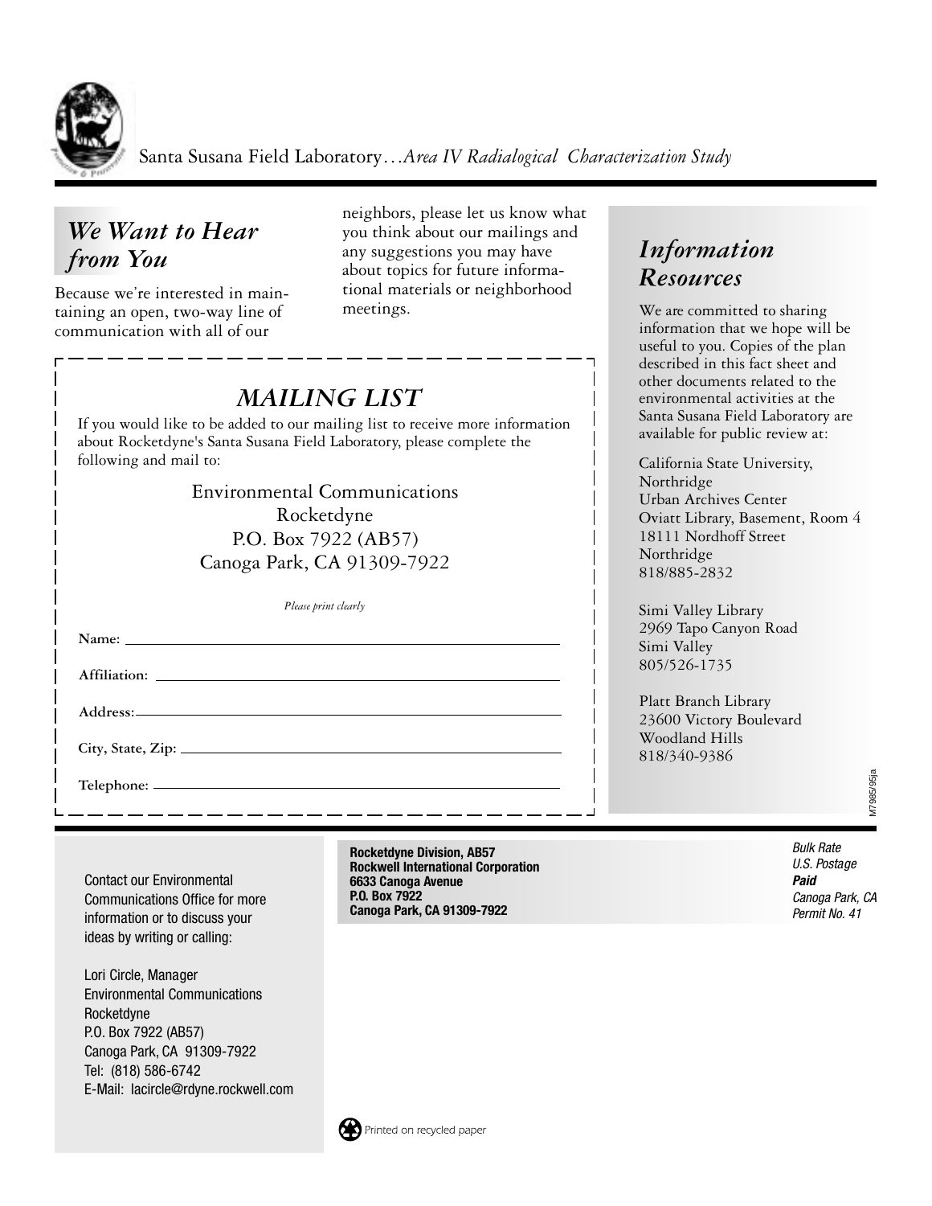Santa Susana Field Laboratory…*Area IV Radialogical Characterization Study*

## *We Want to Hear from You*

Because we're interested in maintaining an open, two-way line of communication with all of our neighbors, please let us know what you think about our mailings and any suggestions you may have about topics for future informational materials or neighborhood meetings.

## *MAILING LIST*

If you would like to be added to our mailing list to receive more information about Rocketdyne's Santa Susana Field Laboratory, please complete the following and mail to:

Environmental Communications
Rocketdyne
P.O. Box 7922 (AB57)
Canoga Park, CA 91309-7922

*Please print clearly*

**Name:** ______________________________

**Affiliation:** ______________________________

**Address:** ______________________________

**City, State, Zip:** ______________________________

**Telephone:** ______________________________

## *Information Resources*

We are committed to sharing information that we hope will be useful to you. Copies of the plan described in this fact sheet and other documents related to the environmental activities at the Santa Susana Field Laboratory are available for public review at:

California State University, Northridge
Urban Archives Center
Oviatt Library, Basement, Room 4
18111 Nordhoff Street
Northridge
818/885-2832

Simi Valley Library
2969 Tapo Canyon Road
Simi Valley
805/526-1735

Platt Branch Library
23600 Victory Boulevard
Woodland Hills
818/340-9386

M7985/95ja

Contact our Environmental Communications Office for more information or to discuss your ideas by writing or calling:

Lori Circle, Manager
Environmental Communications
Rocketdyne
P.O. Box 7922 (AB57)
Canoga Park, CA 91309-7922
Tel: (818) 586-6742
E-Mail: lacircle@rdyne.rockwell.com

**Rocketdyne Division, AB57**
**Rockwell International Corporation**
**6633 Canoga Avenue**
**P.O. Box 7922**
**Canoga Park, CA 91309-7922**

*Bulk Rate*
*U.S. Postage*
***Paid***
*Canoga Park, CA*
*Permit No. 41*

*Printed on recycled paper*